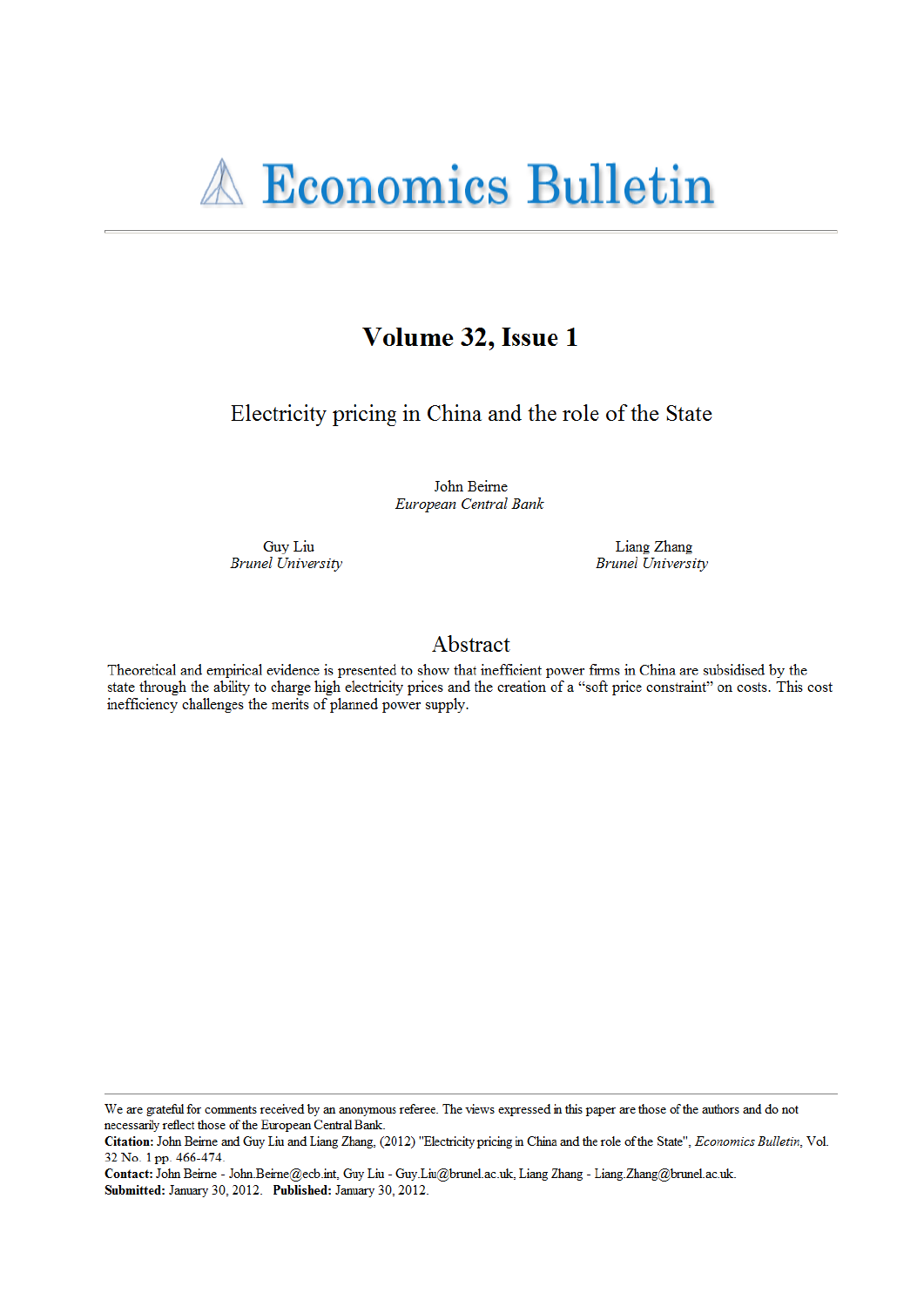# Economics Bulletin

## Volume 32, Issue 1

### Electricity pricing in China and the role of the State

John Beirne
*European Central Bank*

Guy Liu
*Brunel University*

Liang Zhang
*Brunel University*

## Abstract

Theoretical and empirical evidence is presented to show that inefficient power firms in China are subsidised by the state through the ability to charge high electricity prices and the creation of a "soft price constraint" on costs. This cost inefficiency challenges the merits of planned power supply.

---

We are grateful for comments received by an anonymous referee. The views expressed in this paper are those of the authors and do not necessarily reflect those of the European Central Bank.

**Citation:** John Beirne and Guy Liu and Liang Zhang, (2012) "Electricity pricing in China and the role of the State", *Economics Bulletin*, Vol. 32 No. 1 pp. 466-474.

**Contact:** John Beirne - John.Beirne@ecb.int, Guy Liu - Guy.Liu@brunel.ac.uk, Liang Zhang - Liang.Zhang@brunel.ac.uk.

**Submitted:** January 30, 2012. **Published:** January 30, 2012.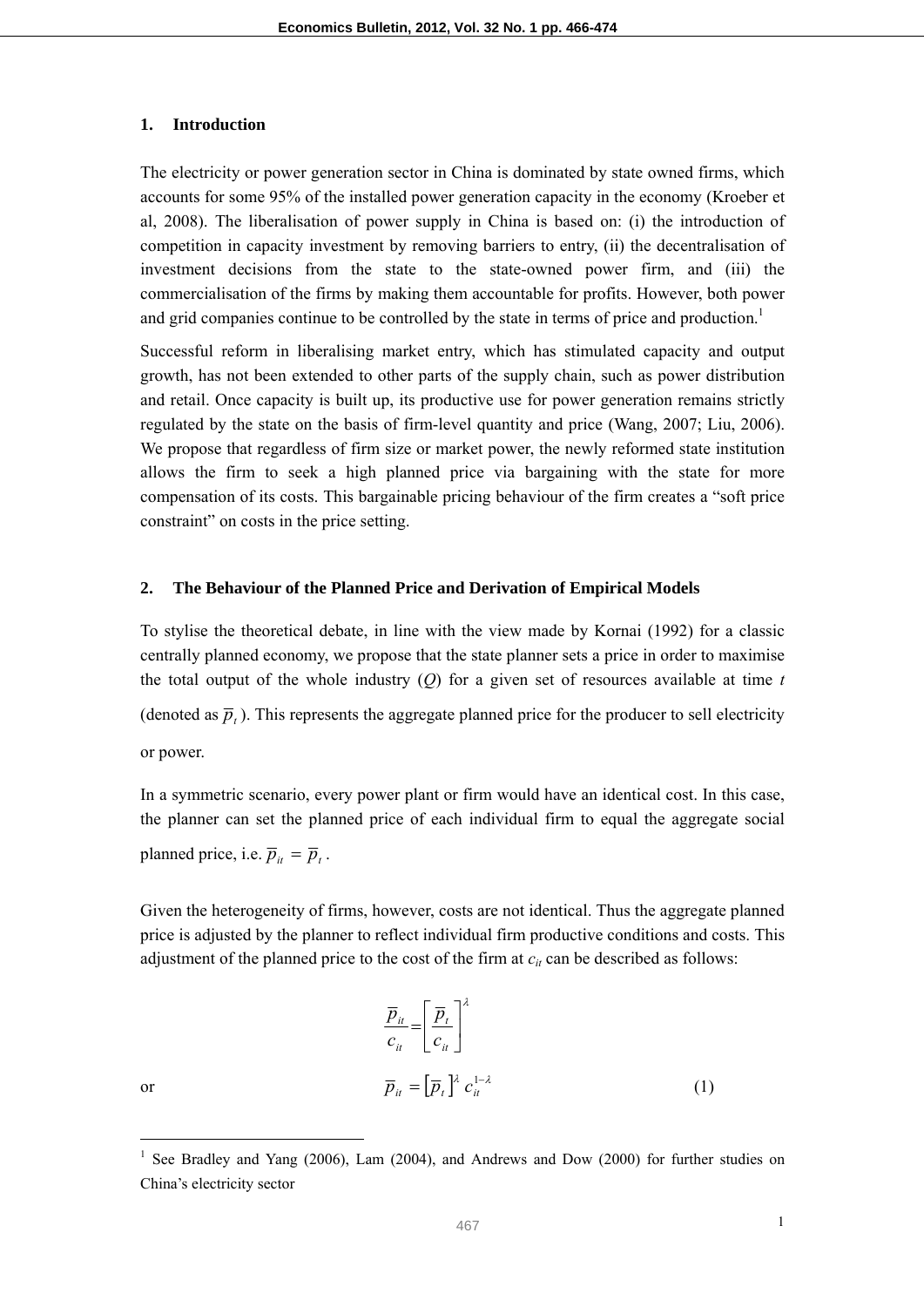## 1. Introduction

The electricity or power generation sector in China is dominated by state owned firms, which accounts for some 95% of the installed power generation capacity in the economy (Kroeber et al, 2008). The liberalisation of power supply in China is based on: (i) the introduction of competition in capacity investment by removing barriers to entry, (ii) the decentralisation of investment decisions from the state to the state-owned power firm, and (iii) the commercialisation of the firms by making them accountable for profits. However, both power and grid companies continue to be controlled by the state in terms of price and production.[1]

Successful reform in liberalising market entry, which has stimulated capacity and output growth, has not been extended to other parts of the supply chain, such as power distribution and retail. Once capacity is built up, its productive use for power generation remains strictly regulated by the state on the basis of firm-level quantity and price (Wang, 2007; Liu, 2006). We propose that regardless of firm size or market power, the newly reformed state institution allows the firm to seek a high planned price via bargaining with the state for more compensation of its costs. This bargainable pricing behaviour of the firm creates a "soft price constraint" on costs in the price setting.

## 2. The Behaviour of the Planned Price and Derivation of Empirical Models

To stylise the theoretical debate, in line with the view made by Kornai (1992) for a classic centrally planned economy, we propose that the state planner sets a price in order to maximise the total output of the whole industry ($Q$) for a given set of resources available at time $t$ (denoted as $\overline{p}_t$). This represents the aggregate planned price for the producer to sell electricity or power.

In a symmetric scenario, every power plant or firm would have an identical cost. In this case, the planner can set the planned price of each individual firm to equal the aggregate social planned price, i.e. $\overline{p}_{it} = \overline{p}_t$.

Given the heterogeneity of firms, however, costs are not identical. Thus the aggregate planned price is adjusted by the planner to reflect individual firm productive conditions and costs. This adjustment of the planned price to the cost of the firm at $c_{it}$ can be described as follows:

$$\frac{\overline{p}_{it}}{c_{it}} = \left[\frac{\overline{p}_t}{c_{it}}\right]^{\lambda}$$

or

$$\overline{p}_{it} = \left[\overline{p}_t\right]^{\lambda} c_{it}^{1-\lambda} \tag{1}$$

---

[1] See Bradley and Yang (2006), Lam (2004), and Andrews and Dow (2000) for further studies on China's electricity sector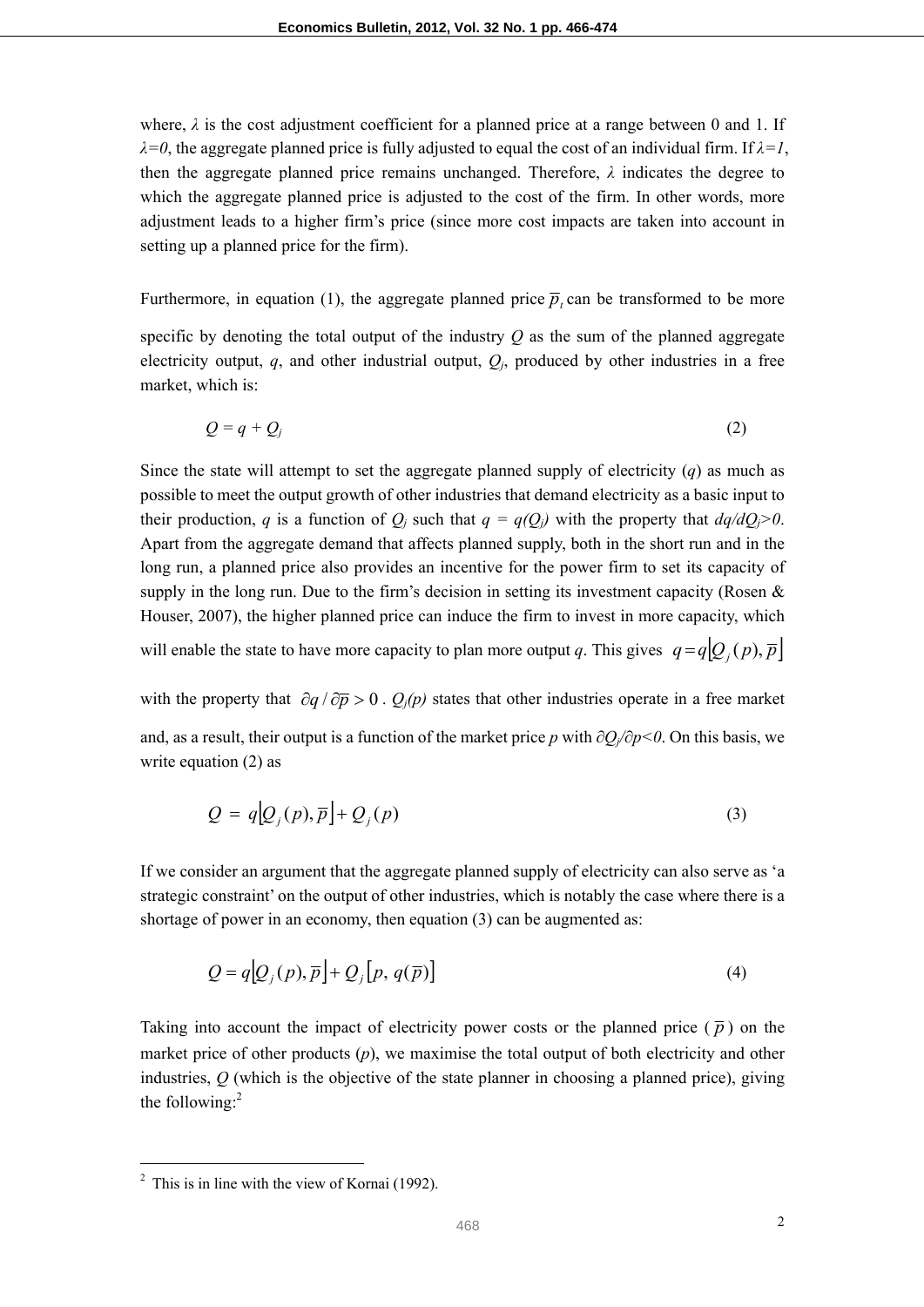where, $\lambda$ is the cost adjustment coefficient for a planned price at a range between 0 and 1. If $\lambda=0$, the aggregate planned price is fully adjusted to equal the cost of an individual firm. If $\lambda=1$, then the aggregate planned price remains unchanged. Therefore, $\lambda$ indicates the degree to which the aggregate planned price is adjusted to the cost of the firm. In other words, more adjustment leads to a higher firm's price (since more cost impacts are taken into account in setting up a planned price for the firm).

Furthermore, in equation (1), the aggregate planned price $\overline{p}_t$ can be transformed to be more specific by denoting the total output of the industry $Q$ as the sum of the planned aggregate electricity output, $q$, and other industrial output, $Q_j$, produced by other industries in a free market, which is:

$$Q = q + Q_j \tag{2}$$

Since the state will attempt to set the aggregate planned supply of electricity ($q$) as much as possible to meet the output growth of other industries that demand electricity as a basic input to their production, $q$ is a function of $Q_j$ such that $q = q(Q_j)$ with the property that $dq/dQ_j>0$. Apart from the aggregate demand that affects planned supply, both in the short run and in the long run, a planned price also provides an incentive for the power firm to set its capacity of supply in the long run. Due to the firm's decision in setting its investment capacity (Rosen & Houser, 2007), the higher planned price can induce the firm to invest in more capacity, which will enable the state to have more capacity to plan more output $q$. This gives $q = q\left[Q_j(p), \overline{p}\right]$ with the property that $\partial q / \partial \overline{p} > 0$. $Q_j(p)$ states that other industries operate in a free market and, as a result, their output is a function of the market price $p$ with $\partial Q_j/\partial p<0$. On this basis, we write equation (2) as

$$Q = q\left[Q_j(p), \overline{p}\right] + Q_j(p) \tag{3}$$

If we consider an argument that the aggregate planned supply of electricity can also serve as 'a strategic constraint' on the output of other industries, which is notably the case where there is a shortage of power in an economy, then equation (3) can be augmented as:

$$Q = q\left[Q_j(p), \overline{p}\right] + Q_j\left[p,\, q(\overline{p})\right] \tag{4}$$

Taking into account the impact of electricity power costs or the planned price ($\overline{p}$) on the market price of other products ($p$), we maximise the total output of both electricity and other industries, $Q$ (which is the objective of the state planner in choosing a planned price), giving the following:[2]

[2] This is in line with the view of Kornai (1992).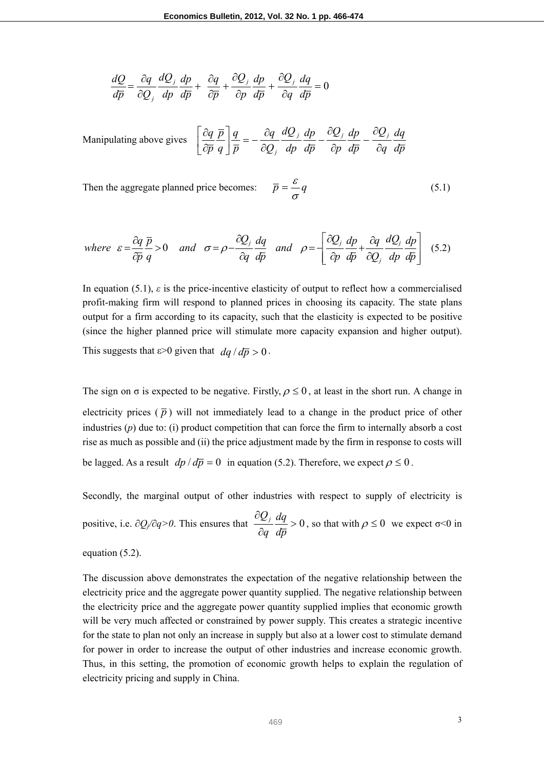$$\frac{dQ}{d\overline{p}} = \frac{\partial q}{\partial Q_j}\frac{dQ_j}{dp}\frac{dp}{d\overline{p}} + \frac{\partial q}{\partial \overline{p}} + \frac{\partial Q_j}{\partial p}\frac{dp}{d\overline{p}} + \frac{\partial Q_j}{\partial q}\frac{dq}{d\overline{p}} = 0$$

Manipulating above gives $\left[\frac{\partial q}{\partial \overline{p}}\frac{\overline{p}}{q}\right]\frac{q}{\overline{p}} = -\frac{\partial q}{\partial Q_j}\frac{dQ_j}{dp}\frac{dp}{d\overline{p}} - \frac{\partial Q_j}{\partial p}\frac{dp}{d\overline{p}} - \frac{\partial Q_j}{\partial q}\frac{dq}{d\overline{p}}$

Then the aggregate planned price becomes:

$$\overline{p} = \frac{\varepsilon}{\sigma}q \tag{5.1}$$

$$where \;\; \varepsilon = \frac{\partial q}{\partial \overline{p}}\frac{\overline{p}}{q} > 0 \quad and \quad \sigma = \rho - \frac{\partial Q_j}{\partial q}\frac{dq}{d\overline{p}} \quad and \quad \rho = -\left[\frac{\partial Q_j}{\partial p}\frac{dp}{d\overline{p}} + \frac{\partial q}{\partial Q_j}\frac{dQ_j}{dp}\frac{dp}{d\overline{p}}\right] \tag{5.2}$$

In equation (5.1), $\varepsilon$ is the price-incentive elasticity of output to reflect how a commercialised profit-making firm will respond to planned prices in choosing its capacity. The state plans output for a firm according to its capacity, such that the elasticity is expected to be positive (since the higher planned price will stimulate more capacity expansion and higher output). This suggests that $\varepsilon > 0$ given that $dq/d\overline{p} > 0$.

The sign on $\sigma$ is expected to be negative. Firstly, $\rho \leq 0$, at least in the short run. A change in electricity prices ($\overline{p}$) will not immediately lead to a change in the product price of other industries ($p$) due to: (i) product competition that can force the firm to internally absorb a cost rise as much as possible and (ii) the price adjustment made by the firm in response to costs will be lagged. As a result $dp/d\overline{p} = 0$ in equation (5.2). Therefore, we expect $\rho \leq 0$.

Secondly, the marginal output of other industries with respect to supply of electricity is positive, i.e. $\partial Q_j/\partial q > 0$. This ensures that $\frac{\partial Q_j}{\partial q}\frac{dq}{d\overline{p}} > 0$, so that with $\rho \leq 0$ we expect $\sigma < 0$ in equation (5.2).

The discussion above demonstrates the expectation of the negative relationship between the electricity price and the aggregate power quantity supplied. The negative relationship between the electricity price and the aggregate power quantity supplied implies that economic growth will be very much affected or constrained by power supply. This creates a strategic incentive for the state to plan not only an increase in supply but also at a lower cost to stimulate demand for power in order to increase the output of other industries and increase economic growth. Thus, in this setting, the promotion of economic growth helps to explain the regulation of electricity pricing and supply in China.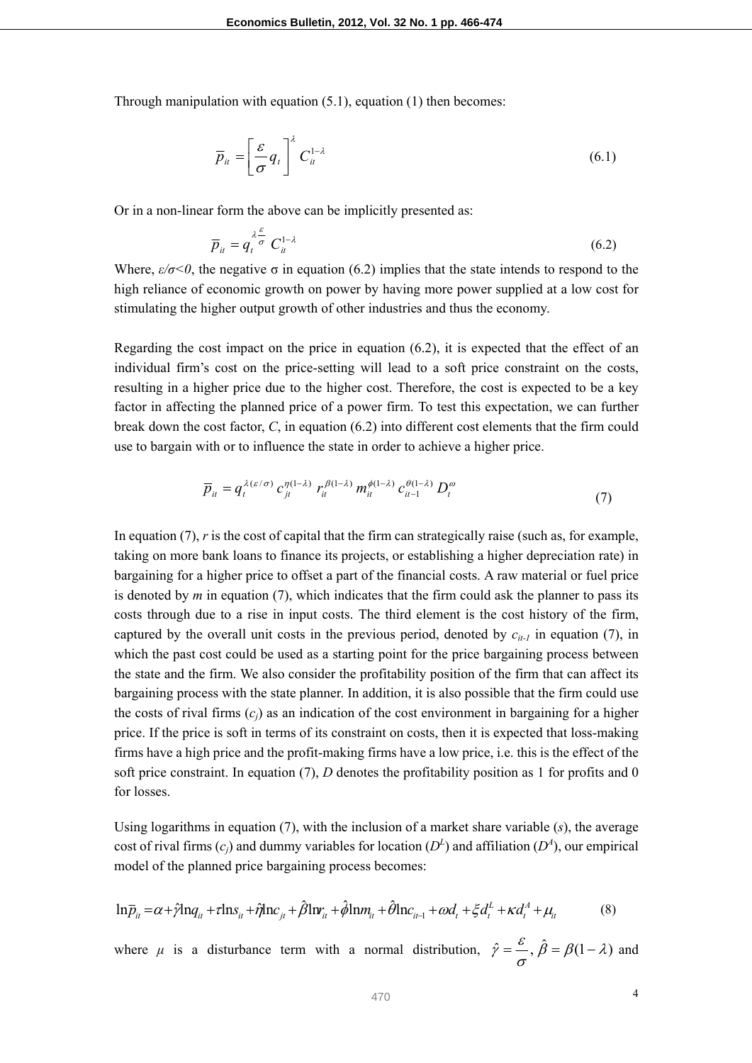Through manipulation with equation (5.1), equation (1) then becomes:

$$\overline{p}_{it} = \left[\frac{\varepsilon}{\sigma} q_t\right]^{\lambda} C_{it}^{1-\lambda} \tag{6.1}$$

Or in a non-linear form the above can be implicitly presented as:

$$\overline{p}_{it} = q_t^{\lambda\frac{\varepsilon}{\sigma}} C_{it}^{1-\lambda} \tag{6.2}$$

Where, $\varepsilon/\sigma<0$, the negative σ in equation (6.2) implies that the state intends to respond to the high reliance of economic growth on power by having more power supplied at a low cost for stimulating the higher output growth of other industries and thus the economy.

Regarding the cost impact on the price in equation (6.2), it is expected that the effect of an individual firm's cost on the price-setting will lead to a soft price constraint on the costs, resulting in a higher price due to the higher cost. Therefore, the cost is expected to be a key factor in affecting the planned price of a power firm. To test this expectation, we can further break down the cost factor, $C$, in equation (6.2) into different cost elements that the firm could use to bargain with or to influence the state in order to achieve a higher price.

$$\overline{p}_{it} = q_t^{\lambda(\varepsilon/\sigma)} c_{jt}^{\eta(1-\lambda)} r_{it}^{\beta(1-\lambda)} m_{it}^{\phi(1-\lambda)} c_{it-1}^{\theta(1-\lambda)} D_t^{\omega} \tag{7}$$

In equation (7), $r$ is the cost of capital that the firm can strategically raise (such as, for example, taking on more bank loans to finance its projects, or establishing a higher depreciation rate) in bargaining for a higher price to offset a part of the financial costs. A raw material or fuel price is denoted by $m$ in equation (7), which indicates that the firm could ask the planner to pass its costs through due to a rise in input costs. The third element is the cost history of the firm, captured by the overall unit costs in the previous period, denoted by $c_{it-1}$ in equation (7), in which the past cost could be used as a starting point for the price bargaining process between the state and the firm. We also consider the profitability position of the firm that can affect its bargaining process with the state planner. In addition, it is also possible that the firm could use the costs of rival firms ($c_j$) as an indication of the cost environment in bargaining for a higher price. If the price is soft in terms of its constraint on costs, then it is expected that loss-making firms have a high price and the profit-making firms have a low price, i.e. this is the effect of the soft price constraint. In equation (7), $D$ denotes the profitability position as 1 for profits and 0 for losses.

Using logarithms in equation (7), with the inclusion of a market share variable ($s$), the average cost of rival firms ($c_j$) and dummy variables for location ($D^L$) and affiliation ($D^A$), our empirical model of the planned price bargaining process becomes:

$$\ln\overline{p}_{it} = \alpha + \hat{\gamma}\ln q_{it} + \tau\ln s_{it} + \hat{\eta}\ln c_{jt} + \hat{\beta}\ln r_{it} + \hat{\phi}\ln m_{it} + \hat{\theta}\ln c_{it-1} + \omega d_t + \xi d_t^L + \kappa d_t^A + \mu_{it} \tag{8}$$

where $\mu$ is a disturbance term with a normal distribution, $\hat{\gamma} = \dfrac{\varepsilon}{\sigma}$, $\hat{\beta} = \beta(1-\lambda)$ and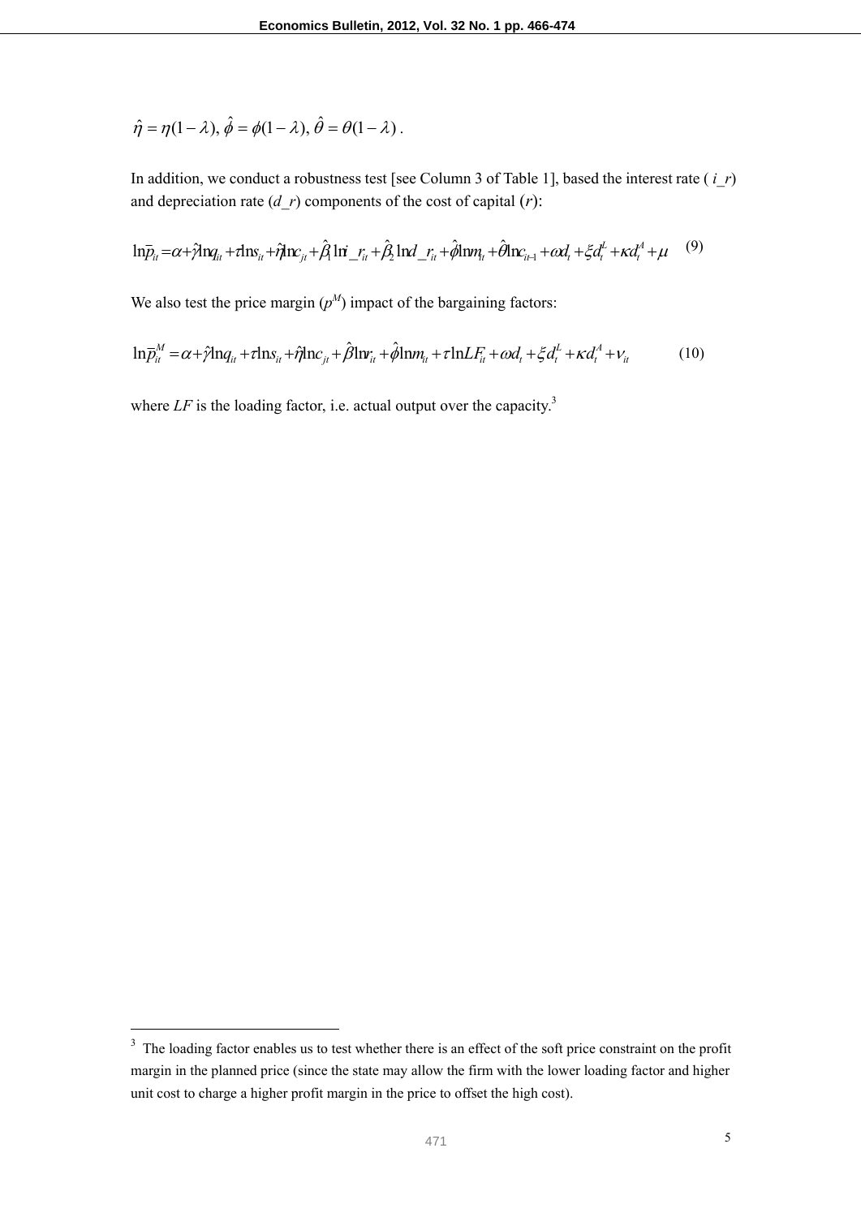$$\hat{\eta} = \eta(1-\lambda),\ \hat{\phi} = \phi(1-\lambda),\ \hat{\theta} = \theta(1-\lambda)\ .$$

In addition, we conduct a robustness test [see Column 3 of Table 1], based the interest rate ( $i\_r$) and depreciation rate ($d\_r$) components of the cost of capital ($r$):

$$\ln\bar{p}_{it} = \alpha + \hat{\gamma}\ln q_{it} + \tau\ln s_{it} + \hat{\eta}\ln c_{jt} + \hat{\beta}_1 \ln i\_r_{it} + \hat{\beta}_2 \ln d\_r_{it} + \hat{\phi}\ln m_{it} + \hat{\theta}\ln c_{it-1} + \omega d_t + \xi d_t^L + \kappa d_t^A + \mu \tag{9}$$

We also test the price margin ($p^M$) impact of the bargaining factors:

$$\ln\bar{p}_{it}^M = \alpha + \hat{\gamma}\ln q_{it} + \tau\ln s_{it} + \hat{\eta}\ln c_{jt} + \hat{\beta}\ln r_{it} + \hat{\phi}\ln m_{it} + \tau\ln LF_{it} + \omega d_t + \xi d_t^L + \kappa d_t^A + \nu_{it} \tag{10}$$

where $LF$ is the loading factor, i.e. actual output over the capacity.[3]

[3] The loading factor enables us to test whether there is an effect of the soft price constraint on the profit margin in the planned price (since the state may allow the firm with the lower loading factor and higher unit cost to charge a higher profit margin in the price to offset the high cost).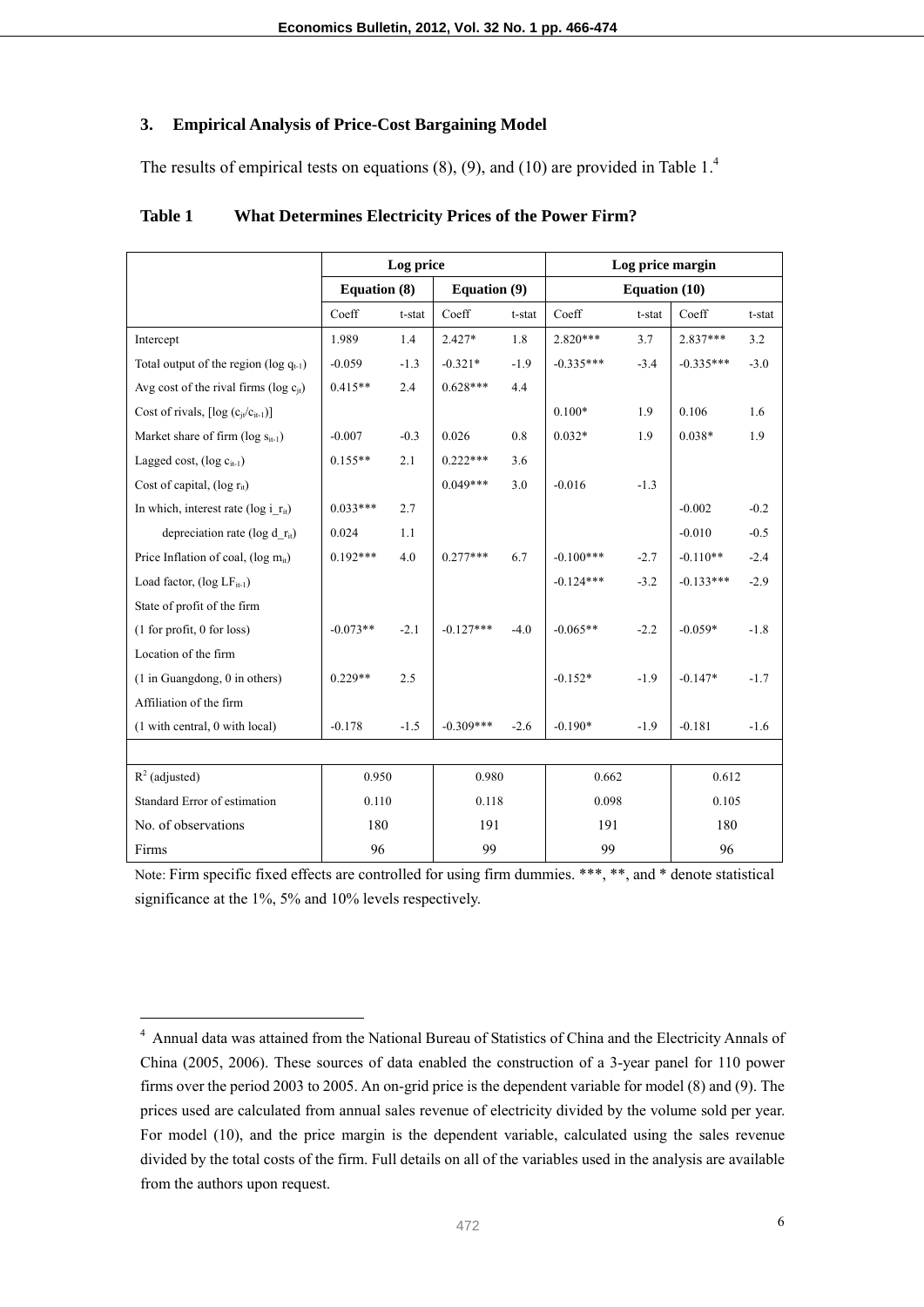### 3. Empirical Analysis of Price-Cost Bargaining Model

The results of empirical tests on equations (8), (9), and (10) are provided in Table 1.[4]

**Table 1 What Determines Electricity Prices of the Power Firm?**

| | Log price | | | | Log price margin | | | |
|---|---|---|---|---|---|---|---|---|
| | Equation (8) | | Equation (9) | | Equation (10) | | | |
| | Coeff | t-stat | Coeff | t-stat | Coeff | t-stat | Coeff | t-stat |
| Intercept | 1.989 | 1.4 | 2.427* | 1.8 | 2.820*** | 3.7 | 2.837*** | 3.2 |
| Total output of the region (log $q_{t-1}$) | -0.059 | -1.3 | -0.321* | -1.9 | -0.335*** | -3.4 | -0.335*** | -3.0 |
| Avg cost of the rival firms (log $c_{jt}$) | 0.415** | 2.4 | 0.628*** | 4.4 | | | | |
| Cost of rivals, [log ($c_{jt}/c_{it-1}$)] | | | | | 0.100* | 1.9 | 0.106 | 1.6 |
| Market share of firm (log $s_{it-1}$) | -0.007 | -0.3 | 0.026 | 0.8 | 0.032* | 1.9 | 0.038* | 1.9 |
| Lagged cost, (log $c_{it-1}$) | 0.155** | 2.1 | 0.222*** | 3.6 | | | | |
| Cost of capital, (log $r_{it}$) | | | 0.049*** | 3.0 | -0.016 | -1.3 | | |
| In which, interest rate (log $i\_r_{it}$) | 0.033*** | 2.7 | | | | | -0.002 | -0.2 |
| depreciation rate (log $d\_r_{it}$) | 0.024 | 1.1 | | | | | -0.010 | -0.5 |
| Price Inflation of coal, (log $m_{it}$) | 0.192*** | 4.0 | 0.277*** | 6.7 | -0.100*** | -2.7 | -0.110** | -2.4 |
| Load factor, (log $LF_{it-1}$) | | | | | -0.124*** | -3.2 | -0.133*** | -2.9 |
| State of profit of the firm (1 for profit, 0 for loss) | -0.073** | -2.1 | -0.127*** | -4.0 | -0.065** | -2.2 | -0.059* | -1.8 |
| Location of the firm (1 in Guangdong, 0 in others) | 0.229** | 2.5 | | | -0.152* | -1.9 | -0.147* | -1.7 |
| Affiliation of the firm (1 with central, 0 with local) | -0.178 | -1.5 | -0.309*** | -2.6 | -0.190* | -1.9 | -0.181 | -1.6 |
| | | | | | | | | |
| $R^2$ (adjusted) | 0.950 | | 0.980 | | 0.662 | | 0.612 | |
| Standard Error of estimation | 0.110 | | 0.118 | | 0.098 | | 0.105 | |
| No. of observations | 180 | | 191 | | 191 | | 180 | |
| Firms | 96 | | 99 | | 99 | | 96 | |

Note: Firm specific fixed effects are controlled for using firm dummies. ***, **, and * denote statistical significance at the 1%, 5% and 10% levels respectively.

[4] Annual data was attained from the National Bureau of Statistics of China and the Electricity Annals of China (2005, 2006). These sources of data enabled the construction of a 3-year panel for 110 power firms over the period 2003 to 2005. An on-grid price is the dependent variable for model (8) and (9). The prices used are calculated from annual sales revenue of electricity divided by the volume sold per year. For model (10), and the price margin is the dependent variable, calculated using the sales revenue divided by the total costs of the firm. Full details on all of the variables used in the analysis are available from the authors upon request.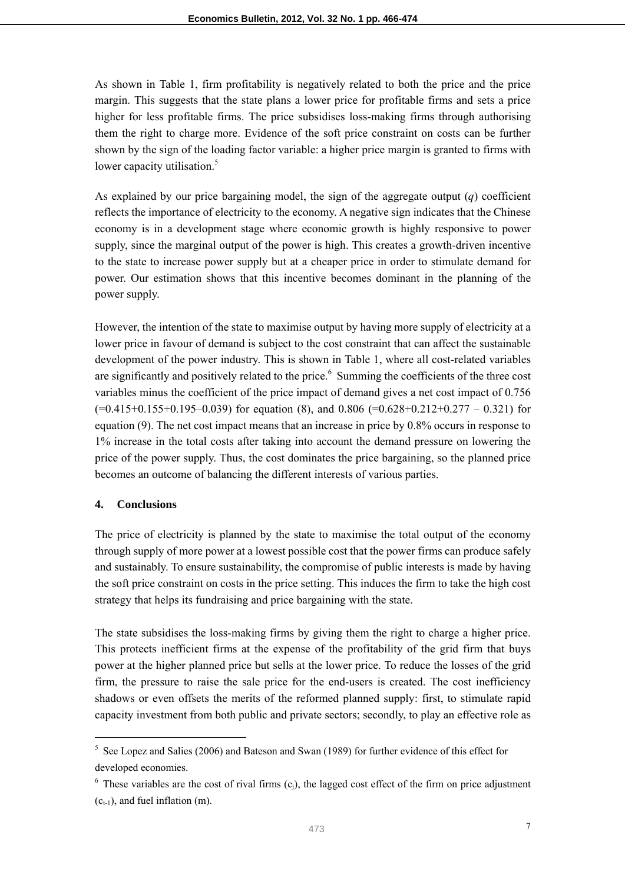As shown in Table 1, firm profitability is negatively related to both the price and the price margin. This suggests that the state plans a lower price for profitable firms and sets a price higher for less profitable firms. The price subsidises loss-making firms through authorising them the right to charge more. Evidence of the soft price constraint on costs can be further shown by the sign of the loading factor variable: a higher price margin is granted to firms with lower capacity utilisation.[5]

As explained by our price bargaining model, the sign of the aggregate output ($q$) coefficient reflects the importance of electricity to the economy. A negative sign indicates that the Chinese economy is in a development stage where economic growth is highly responsive to power supply, since the marginal output of the power is high. This creates a growth-driven incentive to the state to increase power supply but at a cheaper price in order to stimulate demand for power. Our estimation shows that this incentive becomes dominant in the planning of the power supply.

However, the intention of the state to maximise output by having more supply of electricity at a lower price in favour of demand is subject to the cost constraint that can affect the sustainable development of the power industry. This is shown in Table 1, where all cost-related variables are significantly and positively related to the price.[6] Summing the coefficients of the three cost variables minus the coefficient of the price impact of demand gives a net cost impact of 0.756 (=0.415+0.155+0.195–0.039) for equation (8), and 0.806 (=0.628+0.212+0.277 – 0.321) for equation (9). The net cost impact means that an increase in price by 0.8% occurs in response to 1% increase in the total costs after taking into account the demand pressure on lowering the price of the power supply. Thus, the cost dominates the price bargaining, so the planned price becomes an outcome of balancing the different interests of various parties.

## 4. Conclusions

The price of electricity is planned by the state to maximise the total output of the economy through supply of more power at a lowest possible cost that the power firms can produce safely and sustainably. To ensure sustainability, the compromise of public interests is made by having the soft price constraint on costs in the price setting. This induces the firm to take the high cost strategy that helps its fundraising and price bargaining with the state.

The state subsidises the loss-making firms by giving them the right to charge a higher price. This protects inefficient firms at the expense of the profitability of the grid firm that buys power at the higher planned price but sells at the lower price. To reduce the losses of the grid firm, the pressure to raise the sale price for the end-users is created. The cost inefficiency shadows or even offsets the merits of the reformed planned supply: first, to stimulate rapid capacity investment from both public and private sectors; secondly, to play an effective role as

---

[5] See Lopez and Salies (2006) and Bateson and Swan (1989) for further evidence of this effect for developed economies.

[6] These variables are the cost of rival firms ($c_j$), the lagged cost effect of the firm on price adjustment ($c_{t-1}$), and fuel inflation (m).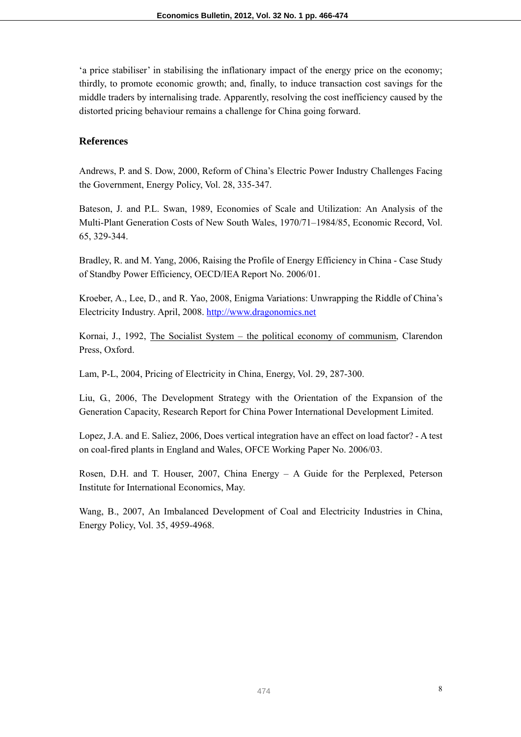'a price stabiliser' in stabilising the inflationary impact of the energy price on the economy; thirdly, to promote economic growth; and, finally, to induce transaction cost savings for the middle traders by internalising trade. Apparently, resolving the cost inefficiency caused by the distorted pricing behaviour remains a challenge for China going forward.

## References

Andrews, P. and S. Dow, 2000, Reform of China's Electric Power Industry Challenges Facing the Government, Energy Policy, Vol. 28, 335-347.

Bateson, J. and P.L. Swan, 1989, Economies of Scale and Utilization: An Analysis of the Multi-Plant Generation Costs of New South Wales, 1970/71–1984/85, Economic Record, Vol. 65, 329-344.

Bradley, R. and M. Yang, 2006, Raising the Profile of Energy Efficiency in China - Case Study of Standby Power Efficiency, OECD/IEA Report No. 2006/01.

Kroeber, A., Lee, D., and R. Yao, 2008, Enigma Variations: Unwrapping the Riddle of China's Electricity Industry. April, 2008. http://www.dragonomics.net

Kornai, J., 1992, The Socialist System – the political economy of communism, Clarendon Press, Oxford.

Lam, P-L, 2004, Pricing of Electricity in China, Energy, Vol. 29, 287-300.

Liu, G., 2006, The Development Strategy with the Orientation of the Expansion of the Generation Capacity, Research Report for China Power International Development Limited.

Lopez, J.A. and E. Saliez, 2006, Does vertical integration have an effect on load factor? - A test on coal-fired plants in England and Wales, OFCE Working Paper No. 2006/03.

Rosen, D.H. and T. Houser, 2007, China Energy – A Guide for the Perplexed, Peterson Institute for International Economics, May.

Wang, B., 2007, An Imbalanced Development of Coal and Electricity Industries in China, Energy Policy, Vol. 35, 4959-4968.